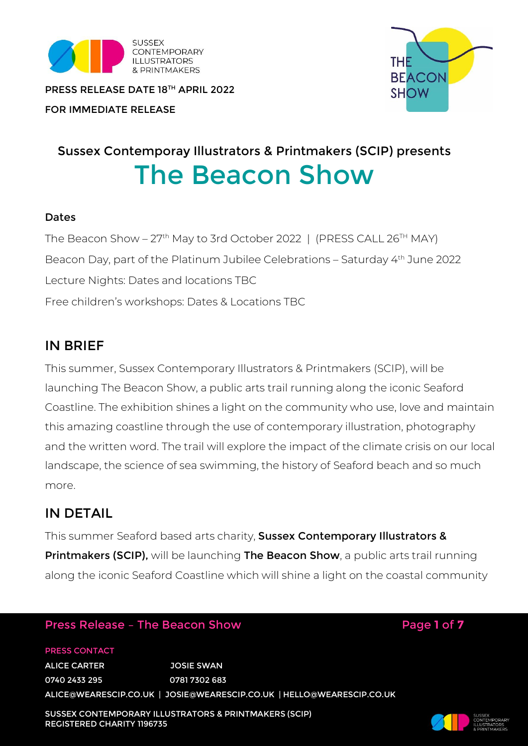SUSSEX CONTEMPORARY ILLUSTRATORS & PRINTMAKERS

PRESS RELEASE DATE 18TH APRIL 2022

FOR IMMEDIATE RELEASE

THE BEACON SHOW

## Sussex Contemporay Illustrators & Printmakers (SCIP) presents

# The Beacon Show

### Dates

The Beacon Show – 27th May to 3rd October 2022 | (PRESS CALL 26TH MAY)

Beacon Day, part of the Platinum Jubilee Celebrations – Saturday 4th June 2022

Lecture Nights: Dates and locations TBC

Free children's workshops: Dates & Locations TBC

## IN BRIEF

This summer, Sussex Contemporary Illustrators & Printmakers (SCIP), will be launching The Beacon Show, a public arts trail running along the iconic Seaford Coastline. The exhibition shines a light on the community who use, love and maintain this amazing coastline through the use of contemporary illustration, photography and the written word. The trail will explore the impact of the climate crisis on our local landscape, the science of sea swimming, the history of Seaford beach and so much more.

## IN DETAIL

This summer Seaford based arts charity, **Sussex Contemporary Illustrators & Printmakers (SCIP),** will be launching **The Beacon Show**, a public arts trail running along the iconic Seaford Coastline which will shine a light on the coastal community

PRESS CONTACT

ALICE CARTER 0740 2433 295

JOSIE SWAN 0781 7302 683

ALICE@WEARESCIP.CO.UK | JOSIE@WEARESCIP.CO.UK | HELLO@WEARESCIP.CO.UK

SUSSEX CONTEMPORARY ILLUSTRATORS & PRINTMAKERS (SCIP)
REGISTERED CHARITY 1196735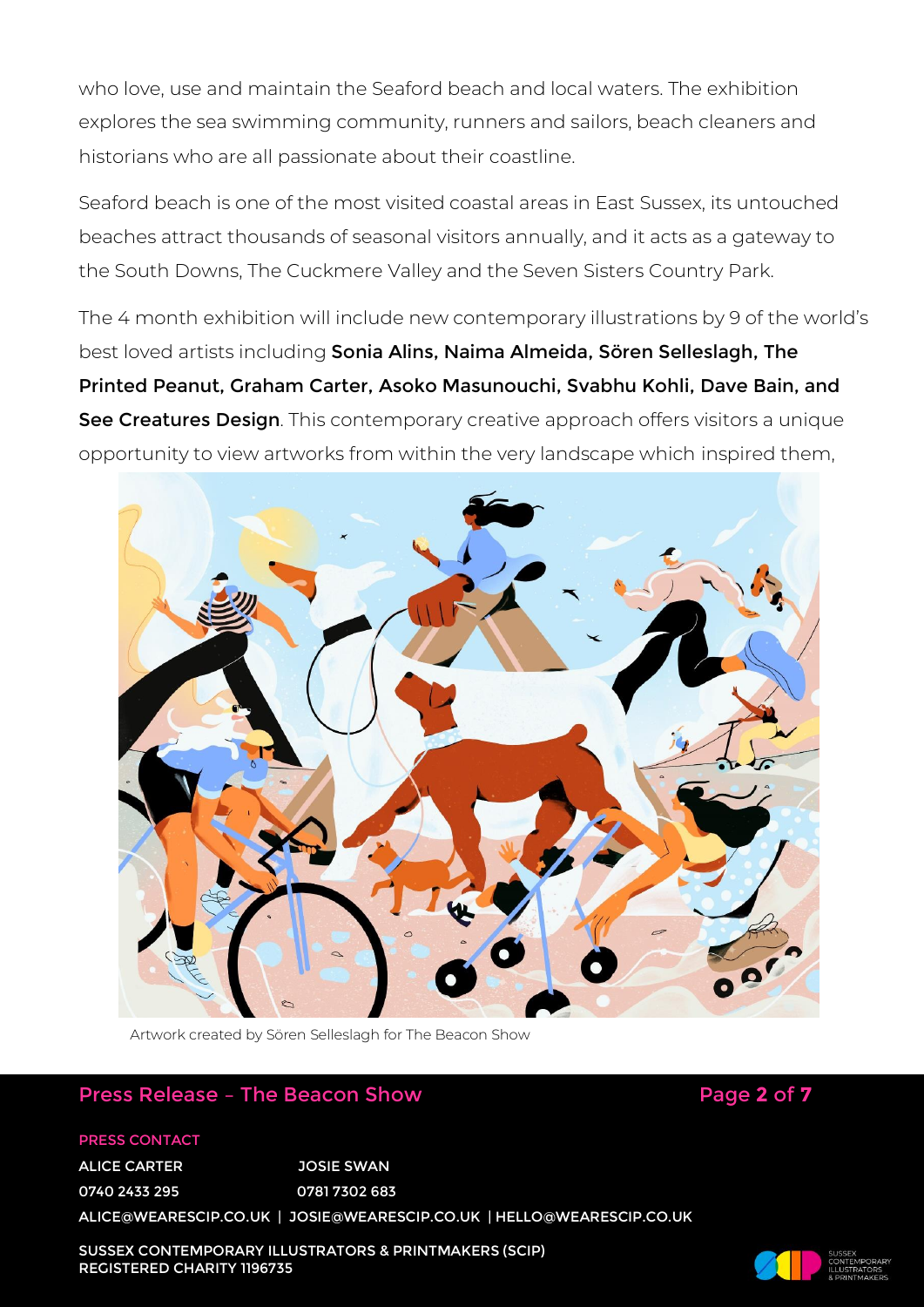who love, use and maintain the Seaford beach and local waters. The exhibition explores the sea swimming community, runners and sailors, beach cleaners and historians who are all passionate about their coastline.

Seaford beach is one of the most visited coastal areas in East Sussex, its untouched beaches attract thousands of seasonal visitors annually, and it acts as a gateway to the South Downs, The Cuckmere Valley and the Seven Sisters Country Park.

The 4 month exhibition will include new contemporary illustrations by 9 of the world's best loved artists including **Sonia Alins, Naima Almeida, Sören Selleslagh, The Printed Peanut, Graham Carter, Asoko Masunouchi, Svabhu Kohli, Dave Bain, and See Creatures Design**. This contemporary creative approach offers visitors a unique opportunity to view artworks from within the very landscape which inspired them,

Artwork created by Sören Selleslagh for The Beacon Show

PRESS CONTACT

ALICE CARTER
0740 2433 295

JOSIE SWAN
0781 7302 683

ALICE@WEARESCIP.CO.UK | JOSIE@WEARESCIP.CO.UK | HELLO@WEARESCIP.CO.UK

SUSSEX CONTEMPORARY ILLUSTRATORS & PRINTMAKERS (SCIP)
REGISTERED CHARITY 1196735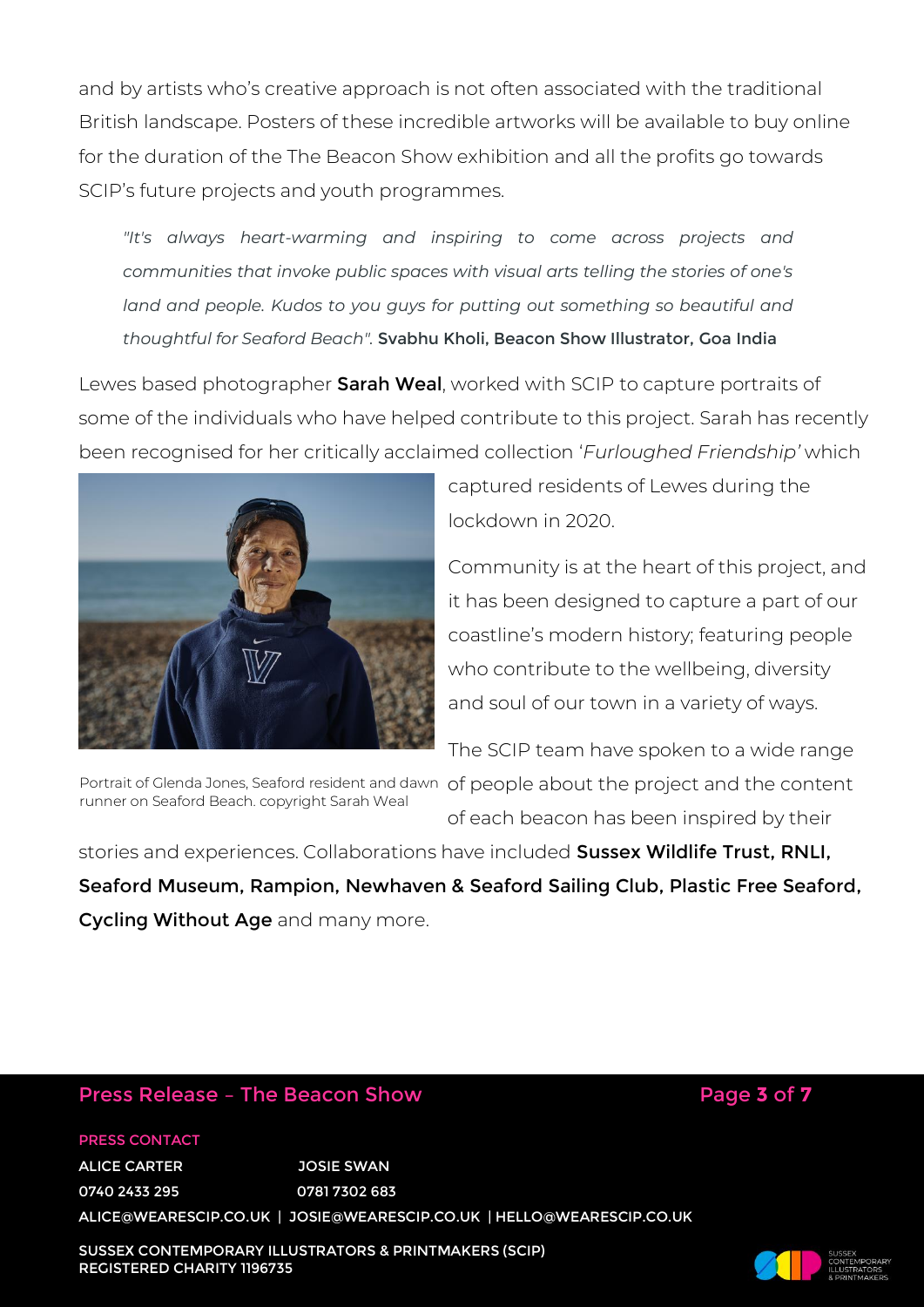and by artists who's creative approach is not often associated with the traditional British landscape. Posters of these incredible artworks will be available to buy online for the duration of the The Beacon Show exhibition and all the profits go towards SCIP's future projects and youth programmes.

> *"It's always heart-warming and inspiring to come across projects and communities that invoke public spaces with visual arts telling the stories of one's land and people. Kudos to you guys for putting out something so beautiful and thoughtful for Seaford Beach".* **Svabhu Kholi, Beacon Show Illustrator, Goa India**

Lewes based photographer **Sarah Weal**, worked with SCIP to capture portraits of some of the individuals who have helped contribute to this project. Sarah has recently been recognised for her critically acclaimed collection '*Furloughed Friendship*' which captured residents of Lewes during the lockdown in 2020.

Portrait of Glenda Jones, Seaford resident and dawn runner on Seaford Beach. copyright Sarah Weal

Community is at the heart of this project, and it has been designed to capture a part of our coastline's modern history; featuring people who contribute to the wellbeing, diversity and soul of our town in a variety of ways.

The SCIP team have spoken to a wide range of people about the project and the content of each beacon has been inspired by their stories and experiences. Collaborations have included **Sussex Wildlife Trust, RNLI, Seaford Museum, Rampion, Newhaven & Seaford Sailing Club, Plastic Free Seaford, Cycling Without Age** and many more.

PRESS CONTACT

ALICE CARTER | JOSIE SWAN

0740 2433 295 | 0781 7302 683

ALICE@WEARESCIP.CO.UK | JOSIE@WEARESCIP.CO.UK | HELLO@WEARESCIP.CO.UK

SUSSEX CONTEMPORARY ILLUSTRATORS & PRINTMAKERS (SCIP)
REGISTERED CHARITY 1196735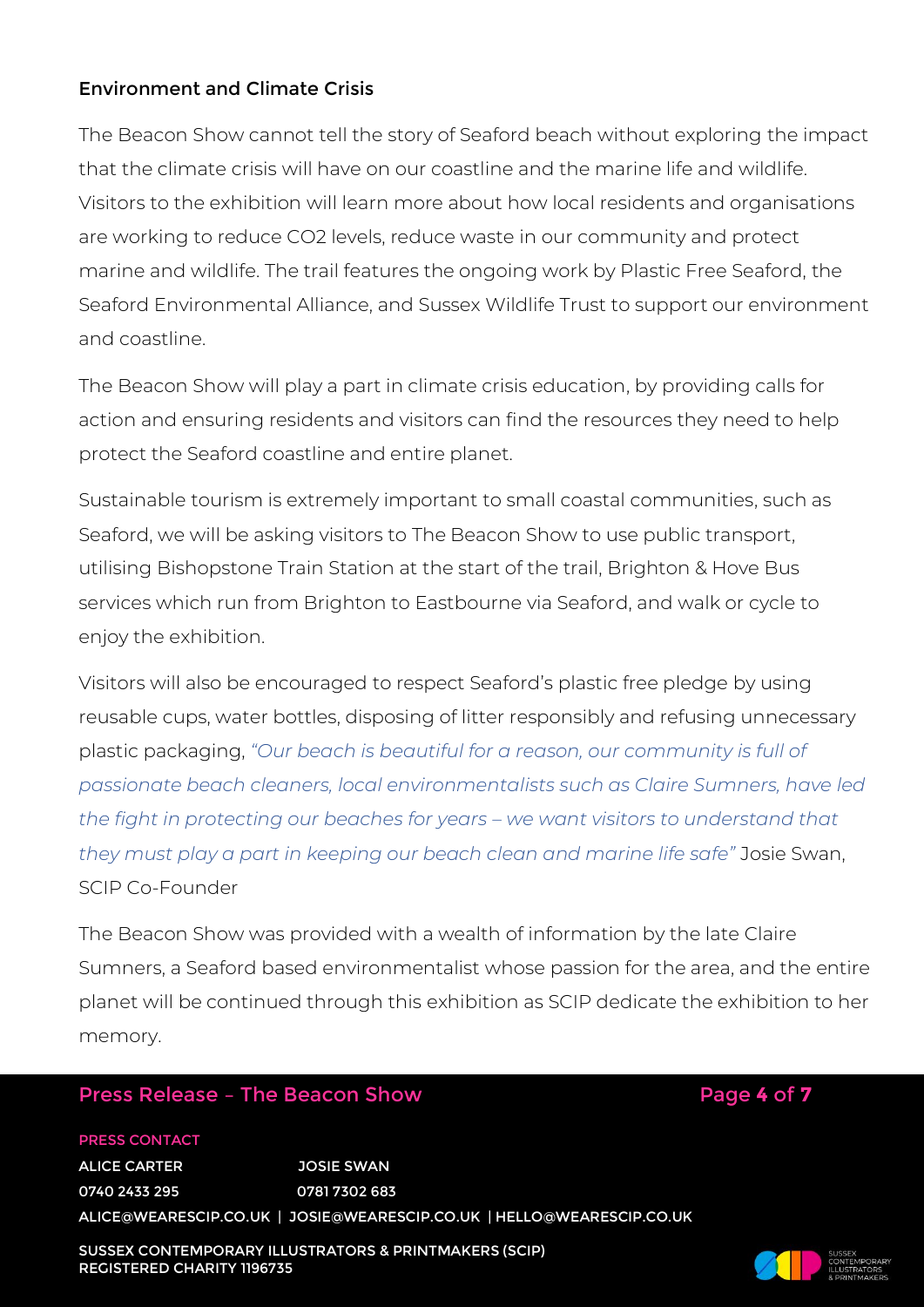## Environment and Climate Crisis

The Beacon Show cannot tell the story of Seaford beach without exploring the impact that the climate crisis will have on our coastline and the marine life and wildlife. Visitors to the exhibition will learn more about how local residents and organisations are working to reduce $CO_2$ levels, reduce waste in our community and protect marine and wildlife. The trail features the ongoing work by Plastic Free Seaford, the Seaford Environmental Alliance, and Sussex Wildlife Trust to support our environment and coastline.

The Beacon Show will play a part in climate crisis education, by providing calls for action and ensuring residents and visitors can find the resources they need to help protect the Seaford coastline and entire planet.

Sustainable tourism is extremely important to small coastal communities, such as Seaford, we will be asking visitors to The Beacon Show to use public transport, utilising Bishopstone Train Station at the start of the trail, Brighton & Hove Bus services which run from Brighton to Eastbourne via Seaford, and walk or cycle to enjoy the exhibition.

Visitors will also be encouraged to respect Seaford's plastic free pledge by using reusable cups, water bottles, disposing of litter responsibly and refusing unnecessary plastic packaging, *"Our beach is beautiful for a reason, our community is full of passionate beach cleaners, local environmentalists such as Claire Sumners, have led the fight in protecting our beaches for years – we want visitors to understand that they must play a part in keeping our beach clean and marine life safe"* Josie Swan, SCIP Co-Founder

The Beacon Show was provided with a wealth of information by the late Claire Sumners, a Seaford based environmentalist whose passion for the area, and the entire planet will be continued through this exhibition as SCIP dedicate the exhibition to her memory.

**PRESS CONTACT**

| ALICE CARTER | JOSIE SWAN |
|---|---|
| 0740 2433 295 | 0781 7302 683 |

ALICE@WEARESCIP.CO.UK | JOSIE@WEARESCIP.CO.UK | HELLO@WEARESCIP.CO.UK

SUSSEX CONTEMPORARY ILLUSTRATORS & PRINTMAKERS (SCIP)
REGISTERED CHARITY 1196735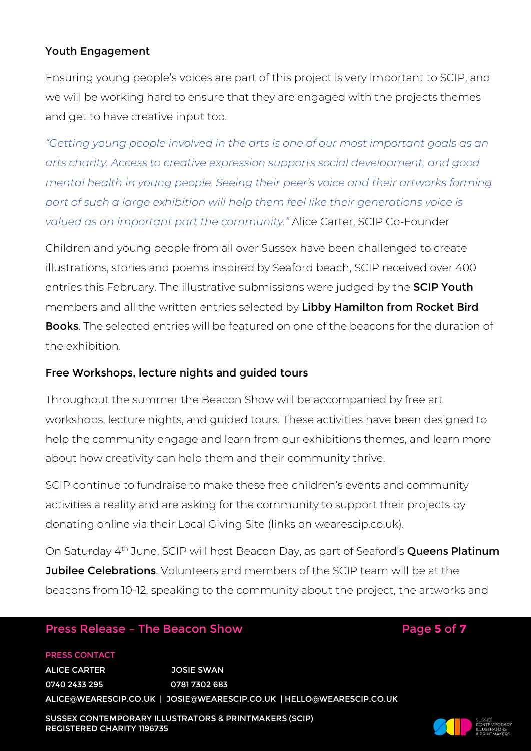### Youth Engagement

Ensuring young people's voices are part of this project is very important to SCIP, and we will be working hard to ensure that they are engaged with the projects themes and get to have creative input too.

*"Getting young people involved in the arts is one of our most important goals as an arts charity. Access to creative expression supports social development, and good mental health in young people. Seeing their peer's voice and their artworks forming part of such a large exhibition will help them feel like their generations voice is valued as an important part the community."* Alice Carter, SCIP Co-Founder

Children and young people from all over Sussex have been challenged to create illustrations, stories and poems inspired by Seaford beach, SCIP received over 400 entries this February. The illustrative submissions were judged by the **SCIP Youth** members and all the written entries selected by **Libby Hamilton from Rocket Bird Books**. The selected entries will be featured on one of the beacons for the duration of the exhibition.

### Free Workshops, lecture nights and guided tours

Throughout the summer the Beacon Show will be accompanied by free art workshops, lecture nights, and guided tours. These activities have been designed to help the community engage and learn from our exhibitions themes, and learn more about how creativity can help them and their community thrive.

SCIP continue to fundraise to make these free children's events and community activities a reality and are asking for the community to support their projects by donating online via their Local Giving Site (links on wearescip.co.uk).

On Saturday 4th June, SCIP will host Beacon Day, as part of Seaford's **Queens Platinum Jubilee Celebrations**. Volunteers and members of the SCIP team will be at the beacons from 10-12, speaking to the community about the project, the artworks and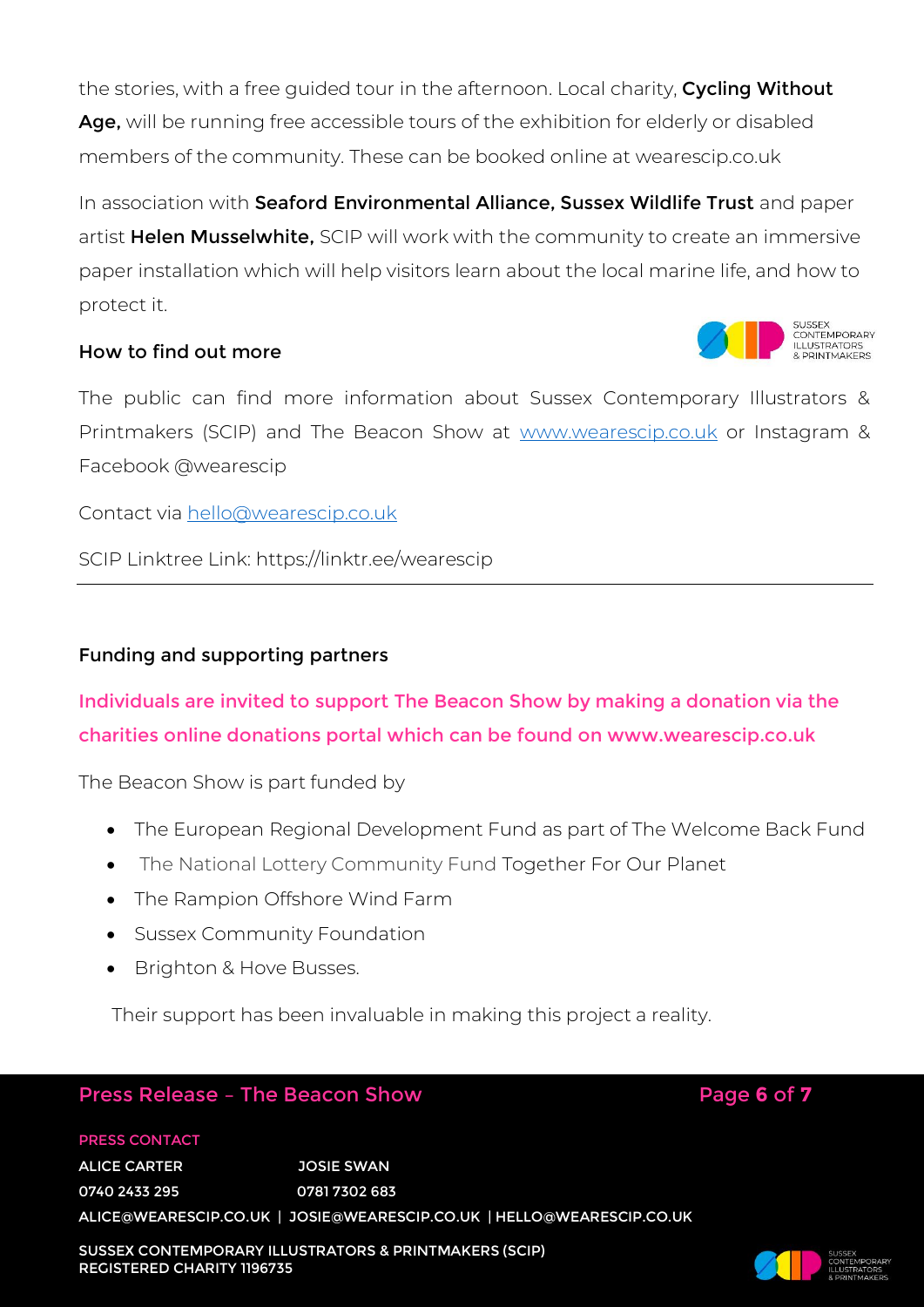the stories, with a free guided tour in the afternoon. Local charity, **Cycling Without Age,** will be running free accessible tours of the exhibition for elderly or disabled members of the community. These can be booked online at wearescip.co.uk

In association with **Seaford Environmental Alliance, Sussex Wildlife Trust** and paper artist **Helen Musselwhite,** SCIP will work with the community to create an immersive paper installation which will help visitors learn about the local marine life, and how to protect it.

## How to find out more

The public can find more information about Sussex Contemporary Illustrators & Printmakers (SCIP) and The Beacon Show at www.wearescip.co.uk or Instagram & Facebook @wearescip

Contact via hello@wearescip.co.uk

SCIP Linktree Link: https://linktr.ee/wearescip

---

## Funding and supporting partners

**Individuals are invited to support The Beacon Show by making a donation via the charities online donations portal which can be found on www.wearescip.co.uk**

The Beacon Show is part funded by

- The European Regional Development Fund as part of The Welcome Back Fund
- The National Lottery Community Fund Together For Our Planet
- The Rampion Offshore Wind Farm
- Sussex Community Foundation
- Brighton & Hove Busses.

Their support has been invaluable in making this project a reality.

PRESS CONTACT

ALICE CARTER — 0740 2433 295

JOSIE SWAN — 0781 7302 683

ALICE@WEARESCIP.CO.UK | JOSIE@WEARESCIP.CO.UK | HELLO@WEARESCIP.CO.UK

SUSSEX CONTEMPORARY ILLUSTRATORS & PRINTMAKERS (SCIP)
REGISTERED CHARITY 1196735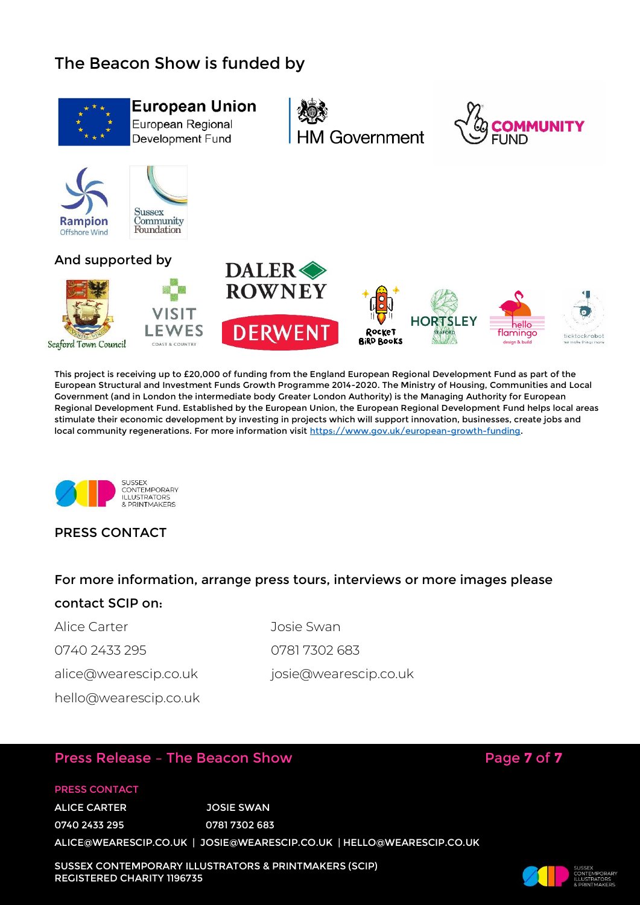## The Beacon Show is funded by

European Union
European Regional Development Fund

HM Government

COMMUNITY FUND

Rampion Offshore Wind

Sussex Community Foundation

## And supported by

Seaford Town Council

VISIT LEWES COAST & COUNTRY

DALER ROWNEY

DERWENT

Rocket Bird Books

HORTSLEY SEAFORD

hello flamingo design & build

ticktockrobot

This project is receiving up to £20,000 of funding from the England European Regional Development Fund as part of the European Structural and Investment Funds Growth Programme 2014-2020. The Ministry of Housing, Communities and Local Government (and in London the intermediate body Greater London Authority) is the Managing Authority for European Regional Development Fund. Established by the European Union, the European Regional Development Fund helps local areas stimulate their economic development by investing in projects which will support innovation, businesses, create jobs and local community regenerations. For more information visit https://www.gov.uk/european-growth-funding.

SUSSEX CONTEMPORARY ILLUSTRATORS & PRINTMAKERS

## PRESS CONTACT

For more information, arrange press tours, interviews or more images please contact SCIP on:

Alice Carter
0740 2433 295
alice@wearescip.co.uk
hello@wearescip.co.uk

Josie Swan
0781 7302 683
josie@wearescip.co.uk